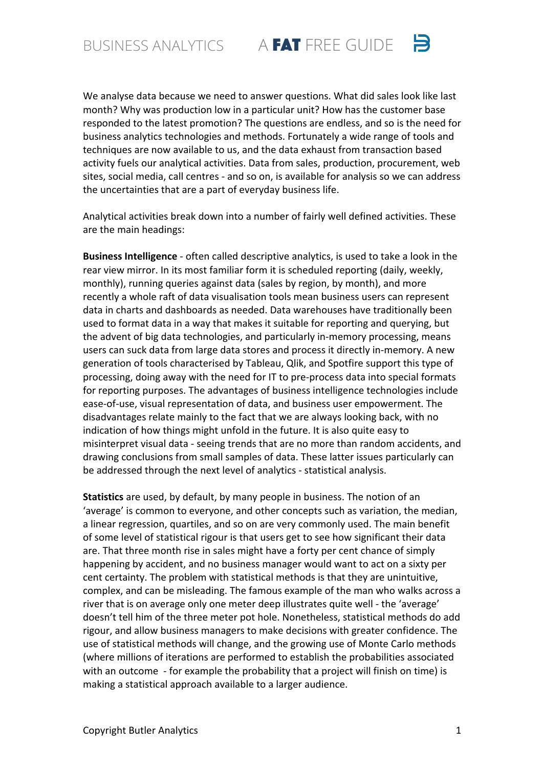We analyse data because we need to answer questions. What did sales look like last month? Why was production low in a particular unit? How has the customer base responded to the latest promotion? The questions are endless, and so is the need for business analytics technologies and methods. Fortunately a wide range of tools and techniques are now available to us, and the data exhaust from transaction based activity fuels our analytical activities. Data from sales, production, procurement, web sites, social media, call centres - and so on, is available for analysis so we can address the uncertainties that are a part of everyday business life.

Analytical activities break down into a number of fairly well defined activities. These are the main headings:

**Business Intelligence** - often called descriptive analytics, is used to take a look in the rear view mirror. In its most familiar form it is scheduled reporting (daily, weekly, monthly), running queries against data (sales by region, by month), and more recently a whole raft of data visualisation tools mean business users can represent data in charts and dashboards as needed. Data warehouses have traditionally been used to format data in a way that makes it suitable for reporting and querying, but the advent of big data technologies, and particularly in-memory processing, means users can suck data from large data stores and process it directly in-memory. A new generation of tools characterised by Tableau, Qlik, and Spotfire support this type of processing, doing away with the need for IT to pre-process data into special formats for reporting purposes. The advantages of business intelligence technologies include ease-of-use, visual representation of data, and business user empowerment. The disadvantages relate mainly to the fact that we are always looking back, with no indication of how things might unfold in the future. It is also quite easy to misinterpret visual data - seeing trends that are no more than random accidents, and drawing conclusions from small samples of data. These latter issues particularly can be addressed through the next level of analytics - statistical analysis.

**Statistics** are used, by default, by many people in business. The notion of an 'average' is common to everyone, and other concepts such as variation, the median, a linear regression, quartiles, and so on are very commonly used. The main benefit of some level of statistical rigour is that users get to see how significant their data are. That three month rise in sales might have a forty per cent chance of simply happening by accident, and no business manager would want to act on a sixty per cent certainty. The problem with statistical methods is that they are unintuitive, complex, and can be misleading. The famous example of the man who walks across a river that is on average only one meter deep illustrates quite well - the 'average' doesn't tell him of the three meter pot hole. Nonetheless, statistical methods do add rigour, and allow business managers to make decisions with greater confidence. The use of statistical methods will change, and the growing use of Monte Carlo methods (where millions of iterations are performed to establish the probabilities associated with an outcome - for example the probability that a project will finish on time) is making a statistical approach available to a larger audience.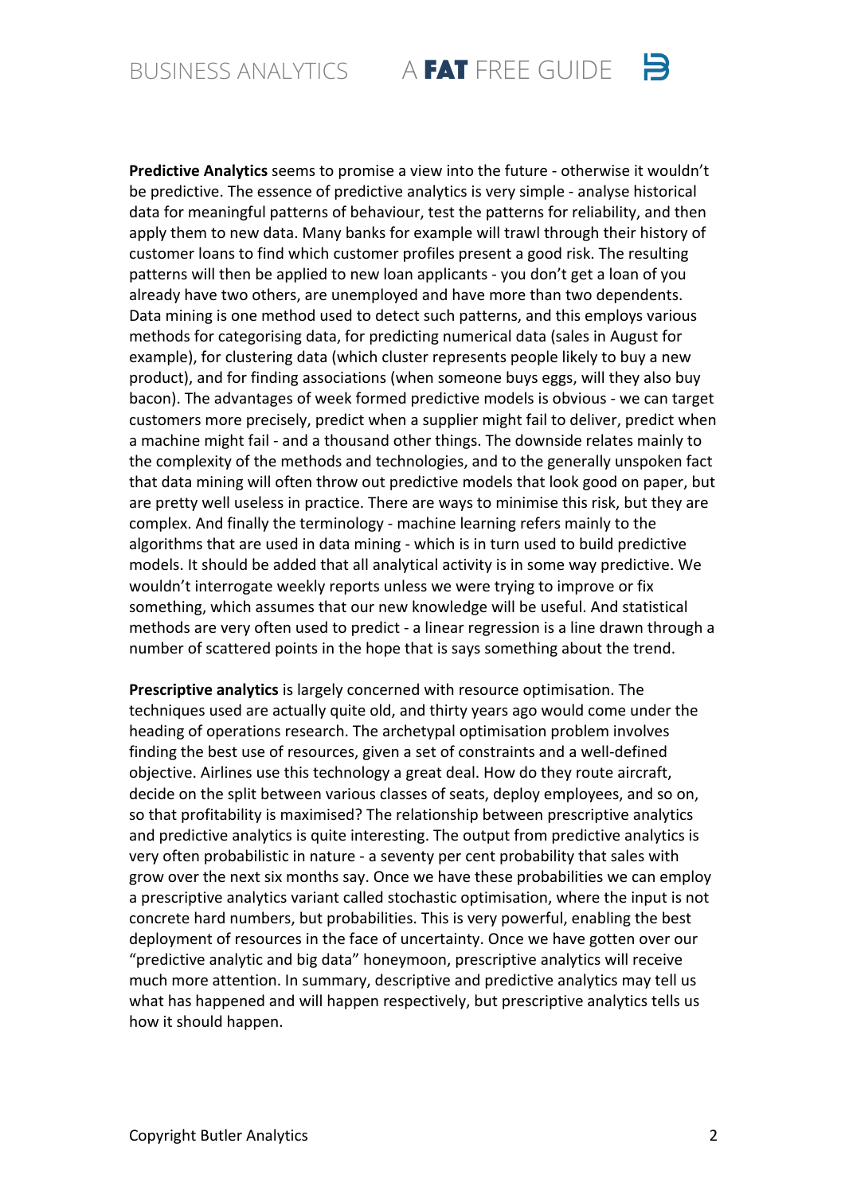**Predictive Analytics** seems to promise a view into the future - otherwise it wouldn't be predictive. The essence of predictive analytics is very simple - analyse historical data for meaningful patterns of behaviour, test the patterns for reliability, and then apply them to new data. Many banks for example will trawl through their history of customer loans to find which customer profiles present a good risk. The resulting patterns will then be applied to new loan applicants - you don't get a loan of you already have two others, are unemployed and have more than two dependents. Data mining is one method used to detect such patterns, and this employs various methods for categorising data, for predicting numerical data (sales in August for example), for clustering data (which cluster represents people likely to buy a new product), and for finding associations (when someone buys eggs, will they also buy bacon). The advantages of week formed predictive models is obvious - we can target customers more precisely, predict when a supplier might fail to deliver, predict when a machine might fail - and a thousand other things. The downside relates mainly to the complexity of the methods and technologies, and to the generally unspoken fact that data mining will often throw out predictive models that look good on paper, but are pretty well useless in practice. There are ways to minimise this risk, but they are complex. And finally the terminology - machine learning refers mainly to the algorithms that are used in data mining - which is in turn used to build predictive models. It should be added that all analytical activity is in some way predictive. We wouldn't interrogate weekly reports unless we were trying to improve or fix something, which assumes that our new knowledge will be useful. And statistical methods are very often used to predict - a linear regression is a line drawn through a number of scattered points in the hope that is says something about the trend.

**Prescriptive analytics** is largely concerned with resource optimisation. The techniques used are actually quite old, and thirty years ago would come under the heading of operations research. The archetypal optimisation problem involves finding the best use of resources, given a set of constraints and a well-defined objective. Airlines use this technology a great deal. How do they route aircraft, decide on the split between various classes of seats, deploy employees, and so on, so that profitability is maximised? The relationship between prescriptive analytics and predictive analytics is quite interesting. The output from predictive analytics is very often probabilistic in nature - a seventy per cent probability that sales with grow over the next six months say. Once we have these probabilities we can employ a prescriptive analytics variant called stochastic optimisation, where the input is not concrete hard numbers, but probabilities. This is very powerful, enabling the best deployment of resources in the face of uncertainty. Once we have gotten over our "predictive analytic and big data" honeymoon, prescriptive analytics will receive much more attention. In summary, descriptive and predictive analytics may tell us what has happened and will happen respectively, but prescriptive analytics tells us how it should happen.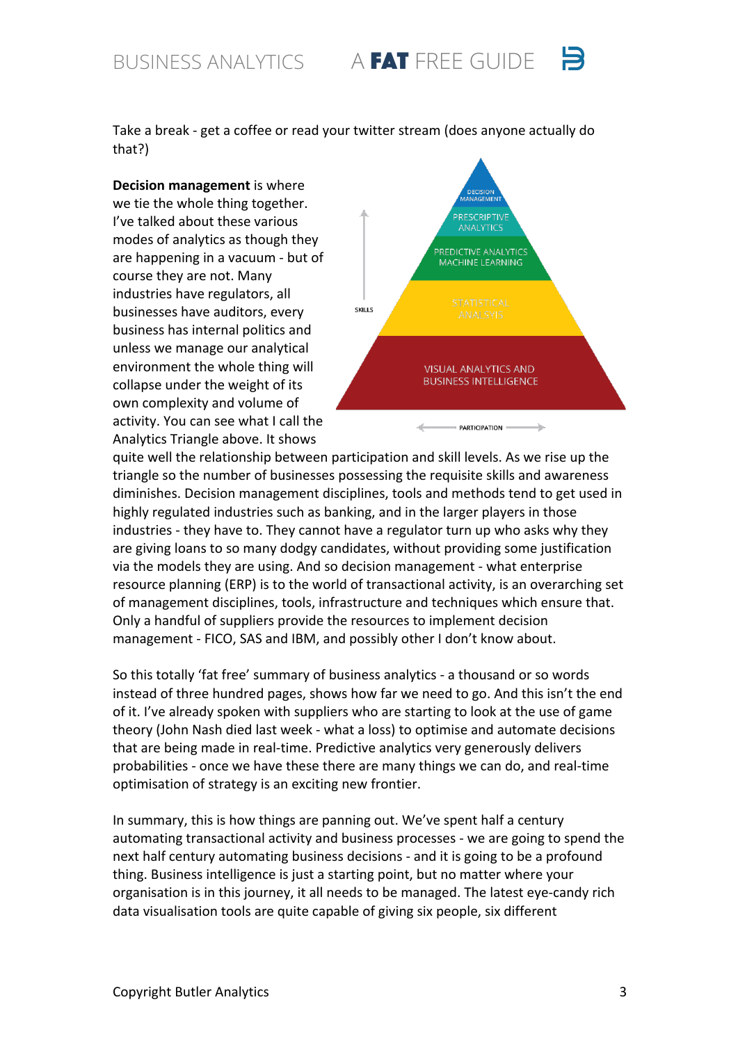Take a break - get a coffee or read your twitter stream (does anyone actually do that?)

DECISION MANAGEMENT
PRESCRIPTIVE ANALYTICS
PREDICTIVE ANALYTICS MACHINE LEARNING
STATISTICAL ANALYSIS
VISUAL ANALYTICS AND BUSINESS INTELLIGENCE

SKILLS

PARTICIPATION

**Decision management** is where we tie the whole thing together. I've talked about these various modes of analytics as though they are happening in a vacuum - but of course they are not. Many industries have regulators, all businesses have auditors, every business has internal politics and unless we manage our analytical environment the whole thing will collapse under the weight of its own complexity and volume of activity. You can see what I call the Analytics Triangle above. It shows quite well the relationship between participation and skill levels. As we rise up the triangle so the number of businesses possessing the requisite skills and awareness diminishes. Decision management disciplines, tools and methods tend to get used in highly regulated industries such as banking, and in the larger players in those industries - they have to. They cannot have a regulator turn up who asks why they are giving loans to so many dodgy candidates, without providing some justification via the models they are using. And so decision management - what enterprise resource planning (ERP) is to the world of transactional activity, is an overarching set of management disciplines, tools, infrastructure and techniques which ensure that. Only a handful of suppliers provide the resources to implement decision management - FICO, SAS and IBM, and possibly other I don't know about.

So this totally 'fat free' summary of business analytics - a thousand or so words instead of three hundred pages, shows how far we need to go. And this isn't the end of it. I've already spoken with suppliers who are starting to look at the use of game theory (John Nash died last week - what a loss) to optimise and automate decisions that are being made in real-time. Predictive analytics very generously delivers probabilities - once we have these there are many things we can do, and real-time optimisation of strategy is an exciting new frontier.

In summary, this is how things are panning out. We've spent half a century automating transactional activity and business processes - we are going to spend the next half century automating business decisions - and it is going to be a profound thing. Business intelligence is just a starting point, but no matter where your organisation is in this journey, it all needs to be managed. The latest eye-candy rich data visualisation tools are quite capable of giving six people, six different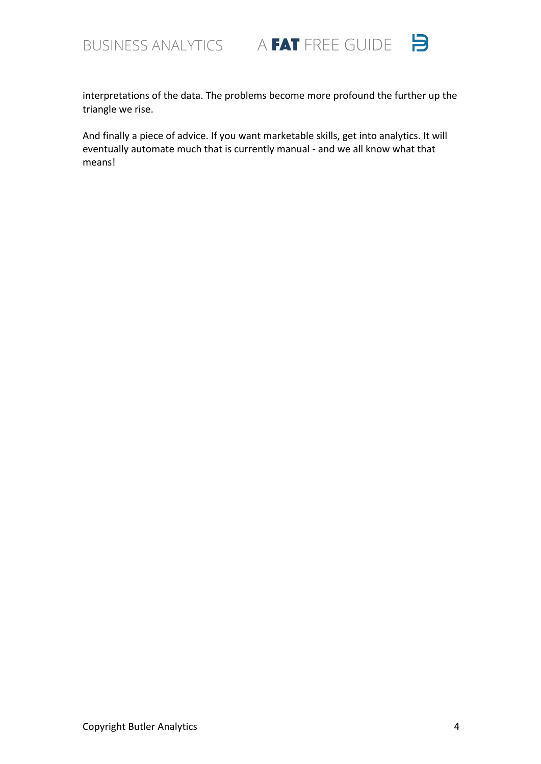interpretations of the data. The problems become more profound the further up the triangle we rise.

And finally a piece of advice. If you want marketable skills, get into analytics. It will eventually automate much that is currently manual - and we all know what that means!